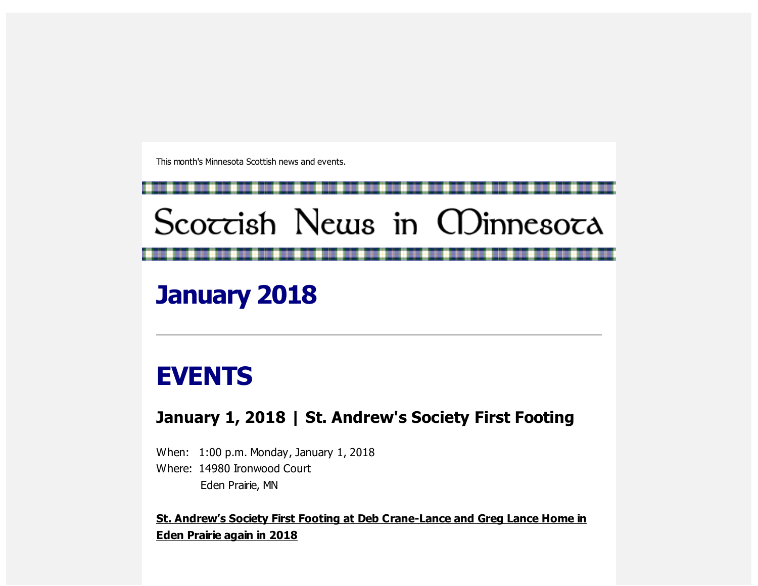This month's Minnesota Scottish news and events.

# Scottish News in Minnesota

# January 2018

---

# EVENTS

## January 1, 2018 | St. Andrew's Society First Footing

When: 1:00 p.m. Monday, January 1, 2018
Where: 14980 Ironwood Court
Eden Prairie, MN

**St. Andrew's Society First Footing at Deb Crane-Lance and Greg Lance Home in Eden Prairie again in 2018**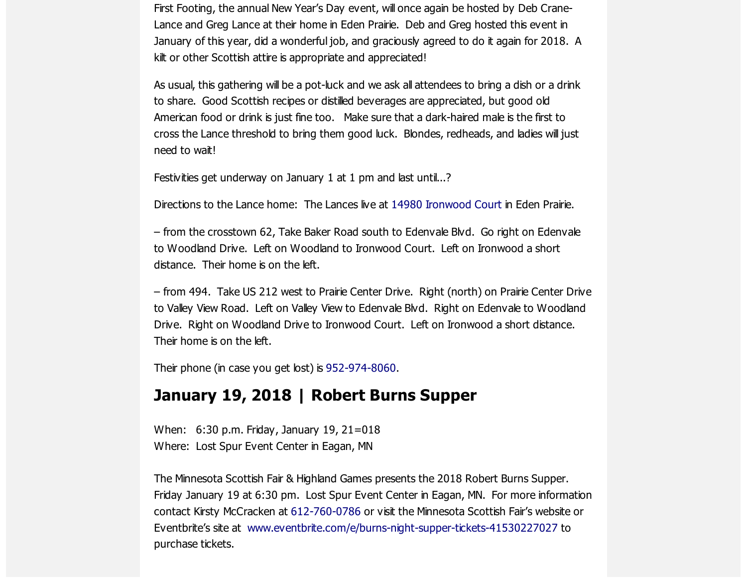First Footing, the annual New Year's Day event, will once again be hosted by Deb Crane-Lance and Greg Lance at their home in Eden Prairie. Deb and Greg hosted this event in January of this year, did a wonderful job, and graciously agreed to do it again for 2018. A kilt or other Scottish attire is appropriate and appreciated!

As usual, this gathering will be a pot-luck and we ask all attendees to bring a dish or a drink to share. Good Scottish recipes or distilled beverages are appreciated, but good old American food or drink is just fine too. Make sure that a dark-haired male is the first to cross the Lance threshold to bring them good luck. Blondes, redheads, and ladies will just need to wait!

Festivities get underway on January 1 at 1 pm and last until...?

Directions to the Lance home: The Lances live at 14980 Ironwood Court in Eden Prairie.

– from the crosstown 62, Take Baker Road south to Edenvale Blvd. Go right on Edenvale to Woodland Drive. Left on Woodland to Ironwood Court. Left on Ironwood a short distance. Their home is on the left.

– from 494. Take US 212 west to Prairie Center Drive. Right (north) on Prairie Center Drive to Valley View Road. Left on Valley View to Edenvale Blvd. Right on Edenvale to Woodland Drive. Right on Woodland Drive to Ironwood Court. Left on Ironwood a short distance. Their home is on the left.

Their phone (in case you get lost) is 952-974-8060.

## January 19, 2018 | Robert Burns Supper

When: 6:30 p.m. Friday, January 19, 21=018
Where: Lost Spur Event Center in Eagan, MN

The Minnesota Scottish Fair & Highland Games presents the 2018 Robert Burns Supper. Friday January 19 at 6:30 pm. Lost Spur Event Center in Eagan, MN. For more information contact Kirsty McCracken at 612-760-0786 or visit the Minnesota Scottish Fair's website or Eventbrite's site at www.eventbrite.com/e/burns-night-supper-tickets-41530227027 to purchase tickets.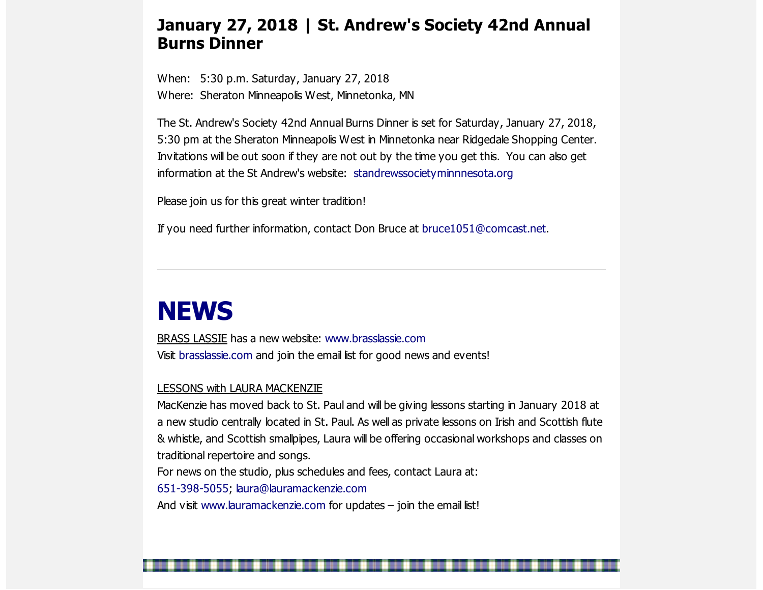## January 27, 2018 | St. Andrew's Society 42nd Annual Burns Dinner

When: 5:30 p.m. Saturday, January 27, 2018
Where: Sheraton Minneapolis West, Minnetonka, MN

The St. Andrew's Society 42nd Annual Burns Dinner is set for Saturday, January 27, 2018, 5:30 pm at the Sheraton Minneapolis West in Minnetonka near Ridgedale Shopping Center. Invitations will be out soon if they are not out by the time you get this. You can also get information at the St Andrew's website: standrewssocietyminnnesota.org

Please join us for this great winter tradition!

If you need further information, contact Don Bruce at bruce1051@comcast.net.

---

# NEWS

BRASS LASSIE has a new website: www.brasslassie.com
Visit brasslassie.com and join the email list for good news and events!

LESSONS with LAURA MACKENZIE
MacKenzie has moved back to St. Paul and will be giving lessons starting in January 2018 at a new studio centrally located in St. Paul. As well as private lessons on Irish and Scottish flute & whistle, and Scottish smallpipes, Laura will be offering occasional workshops and classes on traditional repertoire and songs.
For news on the studio, plus schedules and fees, contact Laura at:
651-398-5055; laura@lauramackenzie.com
And visit www.lauramackenzie.com for updates – join the email list!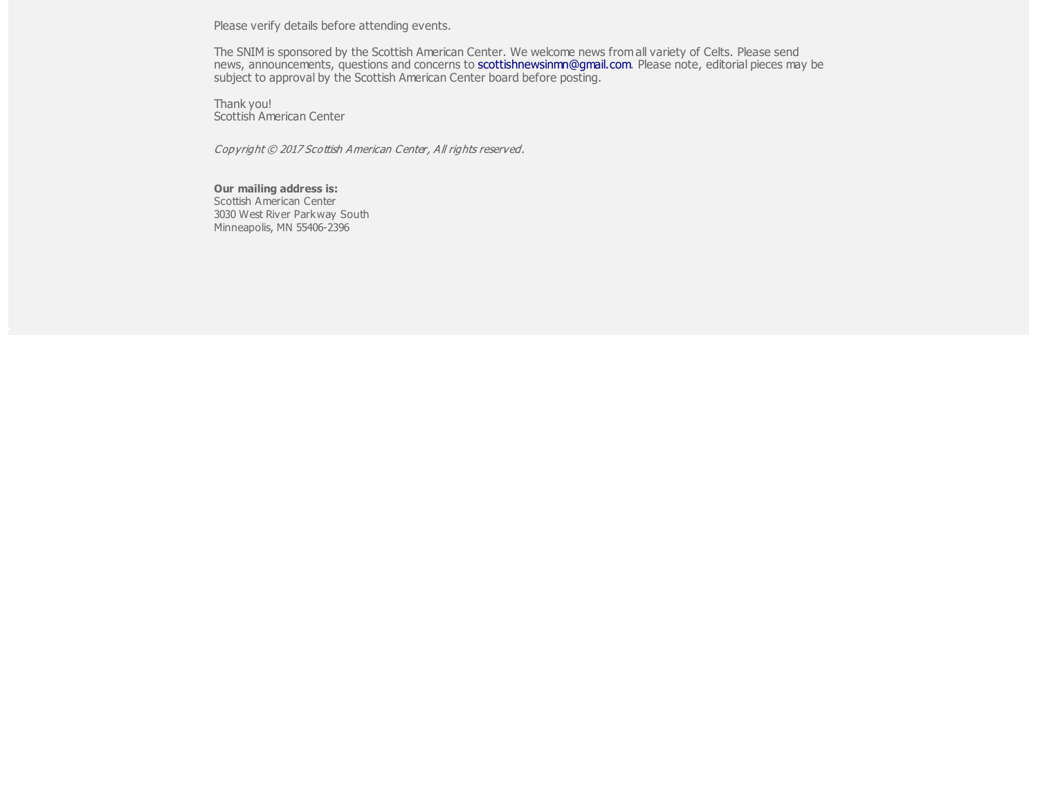Please verify details before attending events.

The SNIM is sponsored by the Scottish American Center. We welcome news from all variety of Celts. Please send news, announcements, questions and concerns to scottishnewsinmn@gmail.com. Please note, editorial pieces may be subject to approval by the Scottish American Center board before posting.

Thank you!
Scottish American Center

*Copyright © 2017 Scottish American Center, All rights reserved.*

**Our mailing address is:**
Scottish American Center
3030 West River Parkway South
Minneapolis, MN 55406-2396